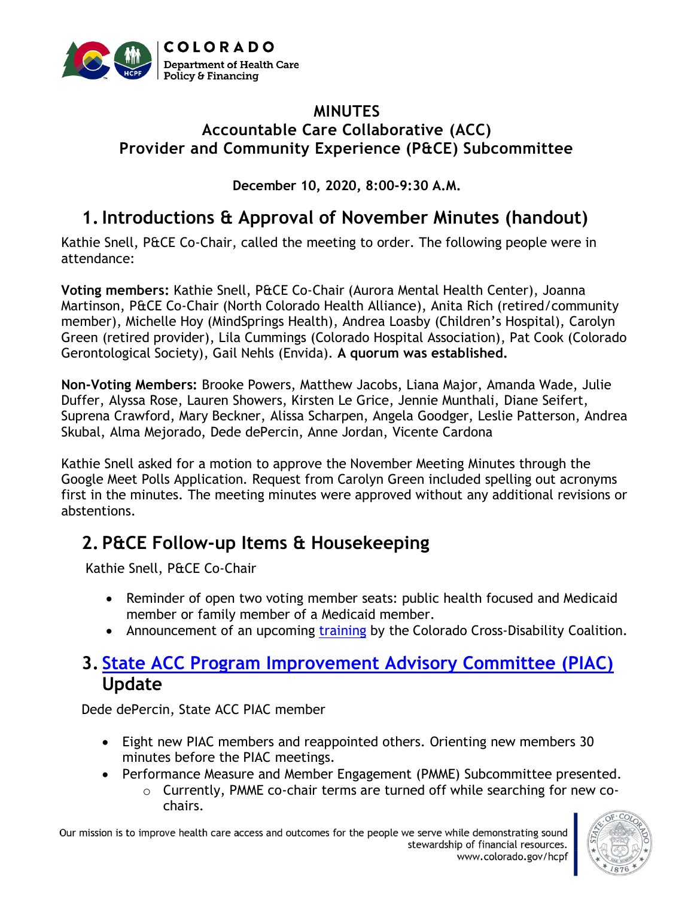COLORADO
Department of Health Care Policy & Financing

# MINUTES
# Accountable Care Collaborative (ACC)
# Provider and Community Experience (P&CE) Subcommittee

**December 10, 2020, 8:00-9:30 A.M.**

## 1. Introductions & Approval of November Minutes (handout)

Kathie Snell, P&CE Co-Chair, called the meeting to order. The following people were in attendance:

**Voting members:** Kathie Snell, P&CE Co-Chair (Aurora Mental Health Center), Joanna Martinson, P&CE Co-Chair (North Colorado Health Alliance), Anita Rich (retired/community member), Michelle Hoy (MindSprings Health), Andrea Loasby (Children's Hospital), Carolyn Green (retired provider), Lila Cummings (Colorado Hospital Association), Pat Cook (Colorado Gerontological Society), Gail Nehls (Envida). **A quorum was established.**

**Non-Voting Members:** Brooke Powers, Matthew Jacobs, Liana Major, Amanda Wade, Julie Duffer, Alyssa Rose, Lauren Showers, Kirsten Le Grice, Jennie Munthali, Diane Seifert, Suprena Crawford, Mary Beckner, Alissa Scharpen, Angela Goodger, Leslie Patterson, Andrea Skubal, Alma Mejorado, Dede dePercin, Anne Jordan, Vicente Cardona

Kathie Snell asked for a motion to approve the November Meeting Minutes through the Google Meet Polls Application. Request from Carolyn Green included spelling out acronyms first in the minutes. The meeting minutes were approved without any additional revisions or abstentions.

## 2. P&CE Follow-up Items & Housekeeping

Kathie Snell, P&CE Co-Chair

- Reminder of open two voting member seats: public health focused and Medicaid member or family member of a Medicaid member.
- Announcement of an upcoming training by the Colorado Cross-Disability Coalition.

## 3. State ACC Program Improvement Advisory Committee (PIAC) Update

Dede dePercin, State ACC PIAC member

- Eight new PIAC members and reappointed others. Orienting new members 30 minutes before the PIAC meetings.
- Performance Measure and Member Engagement (PMME) Subcommittee presented.
  - Currently, PMME co-chair terms are turned off while searching for new co-chairs.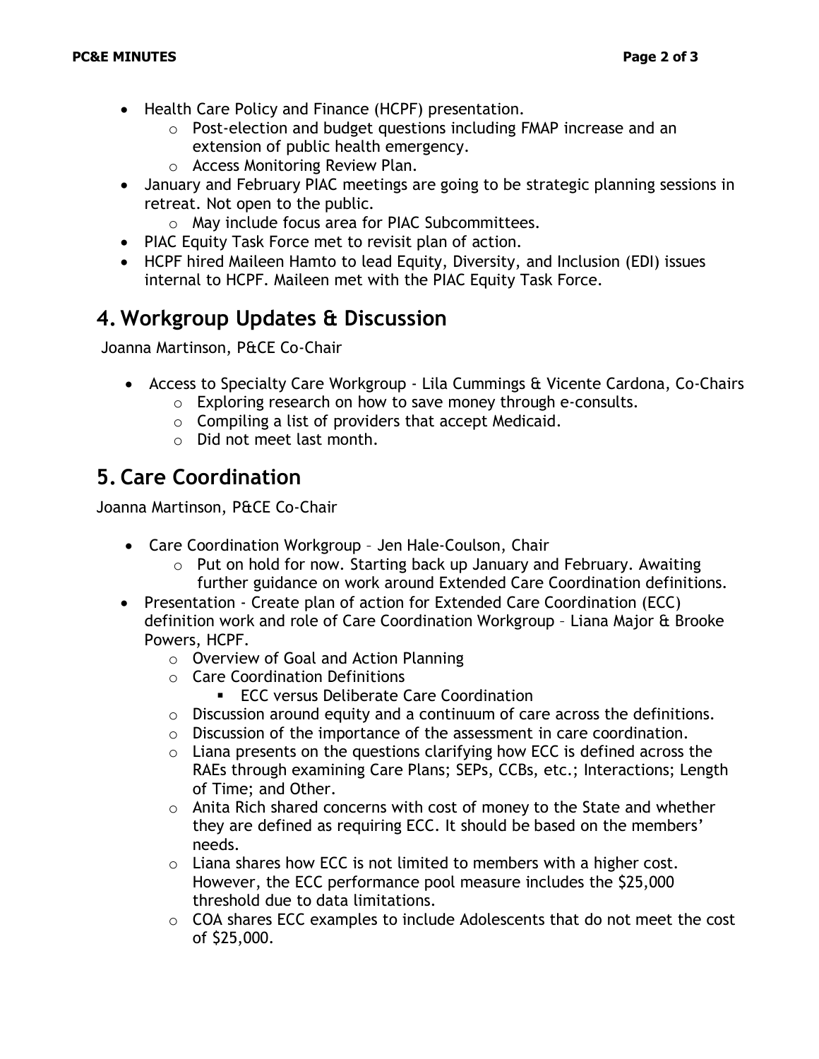- Health Care Policy and Finance (HCPF) presentation.
  - Post-election and budget questions including FMAP increase and an extension of public health emergency.
  - Access Monitoring Review Plan.
- January and February PIAC meetings are going to be strategic planning sessions in retreat. Not open to the public.
  - May include focus area for PIAC Subcommittees.
- PIAC Equity Task Force met to revisit plan of action.
- HCPF hired Maileen Hamto to lead Equity, Diversity, and Inclusion (EDI) issues internal to HCPF. Maileen met with the PIAC Equity Task Force.

## 4. Workgroup Updates & Discussion

Joanna Martinson, P&CE Co-Chair

- Access to Specialty Care Workgroup - Lila Cummings & Vicente Cardona, Co-Chairs
  - Exploring research on how to save money through e-consults.
  - Compiling a list of providers that accept Medicaid.
  - Did not meet last month.

## 5. Care Coordination

Joanna Martinson, P&CE Co-Chair

- Care Coordination Workgroup – Jen Hale-Coulson, Chair
  - Put on hold for now. Starting back up January and February. Awaiting further guidance on work around Extended Care Coordination definitions.
- Presentation - Create plan of action for Extended Care Coordination (ECC) definition work and role of Care Coordination Workgroup – Liana Major & Brooke Powers, HCPF.
  - Overview of Goal and Action Planning
  - Care Coordination Definitions
    - ECC versus Deliberate Care Coordination
  - Discussion around equity and a continuum of care across the definitions.
  - Discussion of the importance of the assessment in care coordination.
  - Liana presents on the questions clarifying how ECC is defined across the RAEs through examining Care Plans; SEPs, CCBs, etc.; Interactions; Length of Time; and Other.
  - Anita Rich shared concerns with cost of money to the State and whether they are defined as requiring ECC. It should be based on the members' needs.
  - Liana shares how ECC is not limited to members with a higher cost. However, the ECC performance pool measure includes the $25,000 threshold due to data limitations.
  - COA shares ECC examples to include Adolescents that do not meet the cost of $25,000.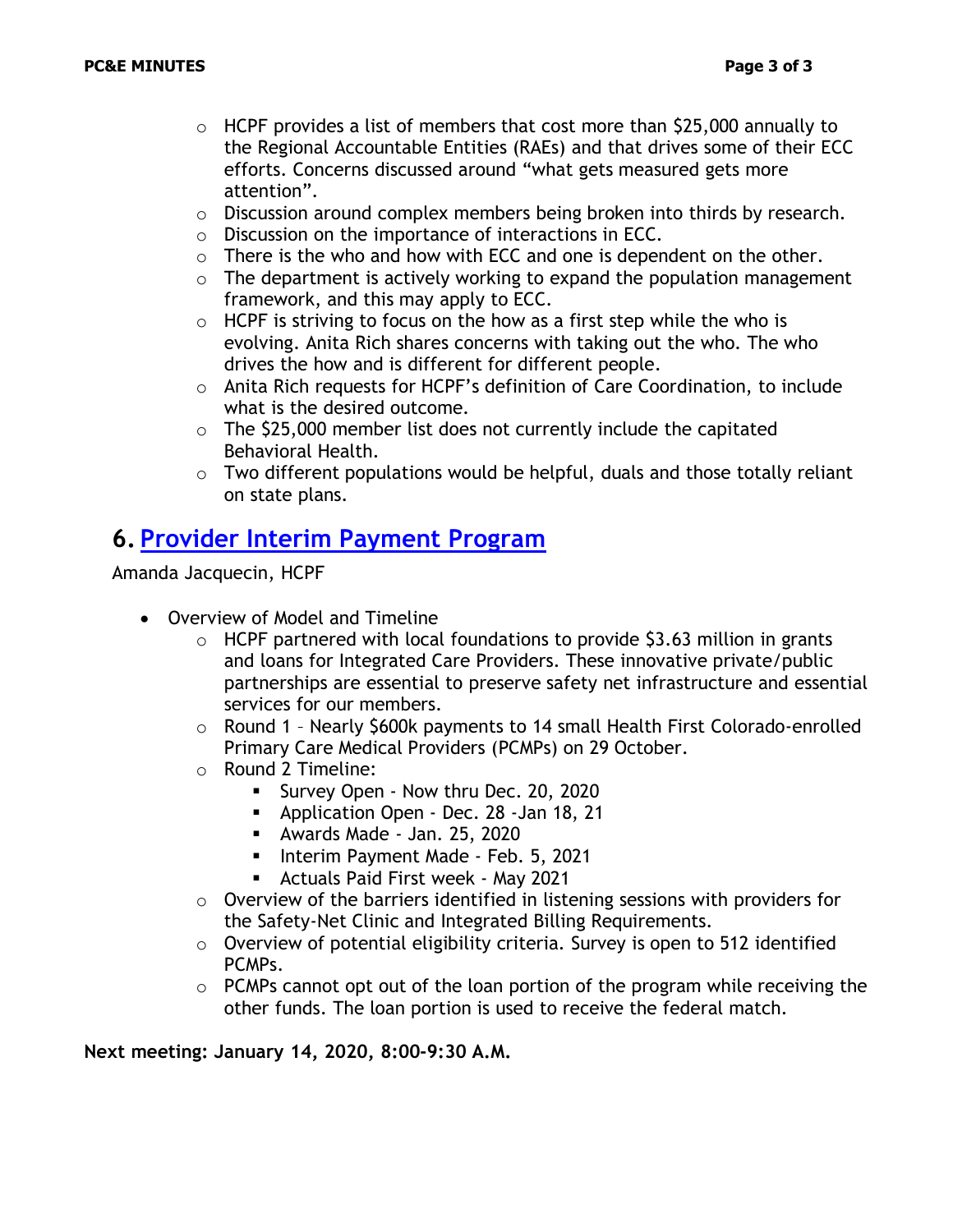- HCPF provides a list of members that cost more than $25,000 annually to the Regional Accountable Entities (RAEs) and that drives some of their ECC efforts. Concerns discussed around "what gets measured gets more attention".
- Discussion around complex members being broken into thirds by research.
- Discussion on the importance of interactions in ECC.
- There is the who and how with ECC and one is dependent on the other.
- The department is actively working to expand the population management framework, and this may apply to ECC.
- HCPF is striving to focus on the how as a first step while the who is evolving. Anita Rich shares concerns with taking out the who. The who drives the how and is different for different people.
- Anita Rich requests for HCPF's definition of Care Coordination, to include what is the desired outcome.
- The $25,000 member list does not currently include the capitated Behavioral Health.
- Two different populations would be helpful, duals and those totally reliant on state plans.

## 6. Provider Interim Payment Program

Amanda Jacquecin, HCPF

- Overview of Model and Timeline
  - HCPF partnered with local foundations to provide $3.63 million in grants and loans for Integrated Care Providers. These innovative private/public partnerships are essential to preserve safety net infrastructure and essential services for our members.
  - Round 1 – Nearly $600k payments to 14 small Health First Colorado-enrolled Primary Care Medical Providers (PCMPs) on 29 October.
  - Round 2 Timeline:
    - Survey Open - Now thru Dec. 20, 2020
    - Application Open - Dec. 28 -Jan 18, 21
    - Awards Made - Jan. 25, 2020
    - Interim Payment Made - Feb. 5, 2021
    - Actuals Paid First week - May 2021
  - Overview of the barriers identified in listening sessions with providers for the Safety-Net Clinic and Integrated Billing Requirements.
  - Overview of potential eligibility criteria. Survey is open to 512 identified PCMPs.
  - PCMPs cannot opt out of the loan portion of the program while receiving the other funds. The loan portion is used to receive the federal match.

**Next meeting: January 14, 2020, 8:00-9:30 A.M.**